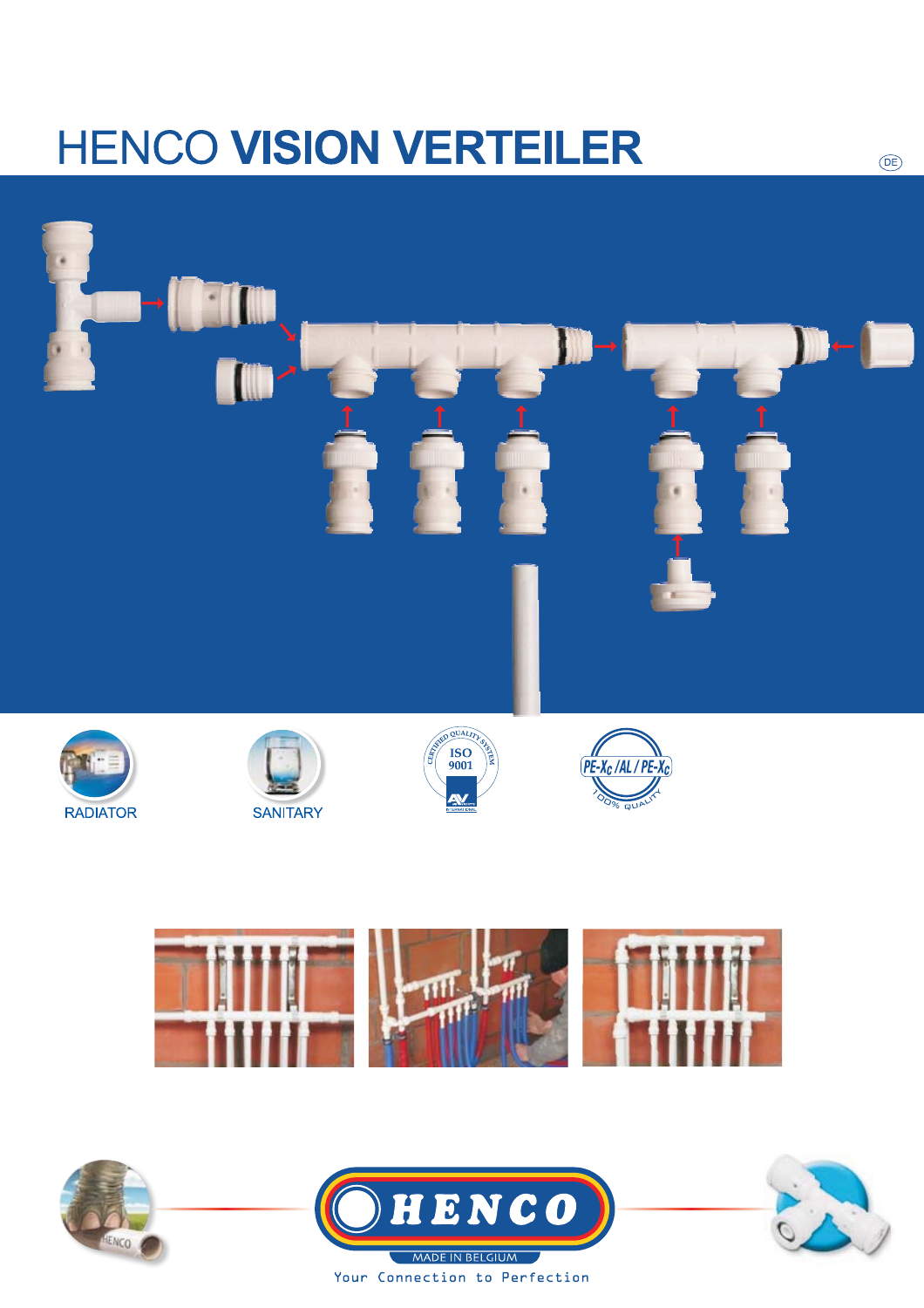# HENCO **VISION VERTEILER**

DE

RADIATOR

SANITARY

HENCO

MADE IN BELGIUM

Your Connection to Perfection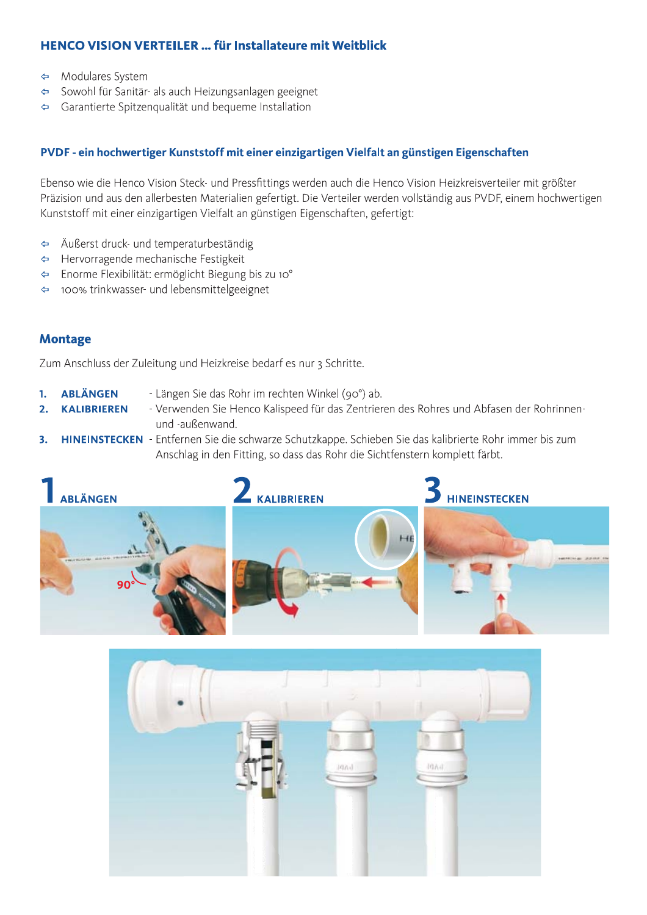## HENCO VISION VERTEILER ... für Installateure mit Weitblick

- Modulares System
- Sowohl für Sanitär- als auch Heizungsanlagen geeignet
- Garantierte Spitzenqualität und bequeme Installation

### PVDF - ein hochwertiger Kunststoff mit einer einzigartigen Vielfalt an günstigen Eigenschaften

Ebenso wie die Henco Vision Steck- und Pressfittings werden auch die Henco Vision Heizkreisverteiler mit größter Präzision und aus den allerbesten Materialien gefertigt. Die Verteiler werden vollständig aus PVDF, einem hochwertigen Kunststoff mit einer einzigartigen Vielfalt an günstigen Eigenschaften, gefertigt:

- Äußerst druck- und temperaturbeständig
- Hervorragende mechanische Festigkeit
- Enorme Flexibilität: ermöglicht Biegung bis zu 10°
- 100% trinkwasser- und lebensmittelgeeignet

### Montage

Zum Anschluss der Zuleitung und Heizkreise bedarf es nur 3 Schritte.

1. **ABLÄNGEN** - Längen Sie das Rohr im rechten Winkel (90°) ab.
2. **KALIBRIEREN** - Verwenden Sie Henco Kalispeed für das Zentrieren des Rohres und Abfasen der Rohrinnen- und -außenwand.
3. **HINEINSTECKEN** - Entfernen Sie die schwarze Schutzkappe. Schieben Sie das kalibrierte Rohr immer bis zum Anschlag in den Fitting, so dass das Rohr die Sichtfenstern komplett färbt.

**1 ABLÄNGEN** **2 KALIBRIEREN** **3 HINEINSTECKEN**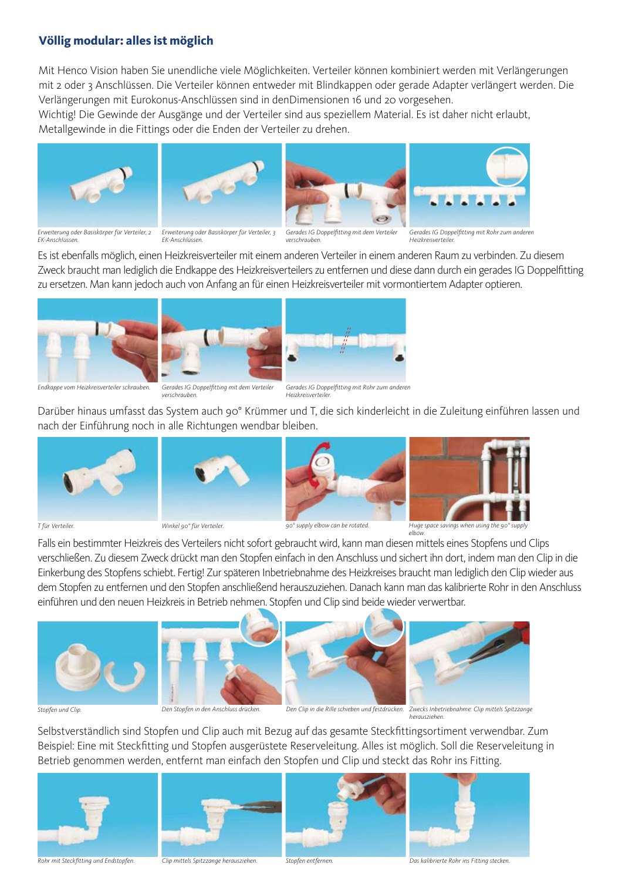## Völlig modular: alles ist möglich

Mit Henco Vision haben Sie unendliche viele Möglichkeiten. Verteiler können kombiniert werden mit Verlängerungen mit 2 oder 3 Anschlüssen. Die Verteiler können entweder mit Blindkappen oder gerade Adapter verlängert werden. Die Verlängerungen mit Eurokonus-Anschlüssen sind in denDimensionen 16 und 20 vorgesehen.
Wichtig! Die Gewinde der Ausgänge und der Verteiler sind aus speziellem Material. Es ist daher nicht erlaubt, Metallgewinde in die Fittings oder die Enden der Verteiler zu drehen.

*Erweiterung oder Basiskörper für Verteiler, 2 EK-Anschlüssen.*

*Erweiterung oder Basiskörper für Verteiler, 3 EK-Anschlüssen.*

*Gerades IG Doppelfitting mit dem Verteiler verschrauben.*

*Gerades IG Doppelfitting mit Rohr zum anderen Heizkreisverteiler.*

Es ist ebenfalls möglich, einen Heizkreisverteiler mit einem anderen Verteiler in einem anderen Raum zu verbinden. Zu diesem Zweck braucht man lediglich die Endkappe des Heizkreisverteilers zu entfernen und diese dann durch ein gerades IG Doppelfitting zu ersetzen. Man kann jedoch auch von Anfang an für einen Heizkreisverteiler mit vormontiertem Adapter optieren.

*Endkappe vom Heizkreisverteiler schrauben.*

*Gerades IG Doppelfitting mit dem Verteiler verschrauben.*

*Gerades IG Doppelfitting mit Rohr zum anderen Heizkreisverteiler.*

Darüber hinaus umfasst das System auch 90° Krümmer und T, die sich kinderleicht in die Zuleitung einführen lassen und nach der Einführung noch in alle Richtungen wendbar bleiben.

*T für Verteiler.*

*Winkel 90° für Verteiler.*

*90° supply elbow can be rotated.*

*Huge space savings when using the 90° supply elbow.*

Falls ein bestimmter Heizkreis des Verteilers nicht sofort gebraucht wird, kann man diesen mittels eines Stopfens und Clips verschließen. Zu diesem Zweck drückt man den Stopfen einfach in den Anschluss und sichert ihn dort, indem man den Clip in die Einkerbung des Stopfens schiebt. Fertig! Zur späteren Inbetriebnahme des Heizkreises braucht man lediglich den Clip wieder aus dem Stopfen zu entfernen und den Stopfen anschließend herauszuziehen. Danach kann man das kalibrierte Rohr in den Anschluss einführen und den neuen Heizkreis in Betrieb nehmen. Stopfen und Clip sind beide wieder verwertbar.

*Stopfen und Clip.*

*Den Stopfen in den Anschluss drücken.*

*Den Clip in die Rille schieben und festdrücken.*

*Zwecks Inbetriebnahme: Clip mittels Spitzzange herausziehen.*

Selbstverständlich sind Stopfen und Clip auch mit Bezug auf das gesamte Steckfittingsortiment verwendbar. Zum Beispiel: Eine mit Steckfitting und Stopfen ausgerüstete Reserveleitung. Alles ist möglich. Soll die Reserveleitung in Betrieb genommen werden, entfernt man einfach den Stopfen und Clip und steckt das Rohr ins Fitting.

*Rohr mit Steckfitting und Endstopfen.*

*Clip mittels Spitzzange herausziehen.*

*Stopfen entfernen.*

*Das kalibrierte Rohr ins Fitting stecken.*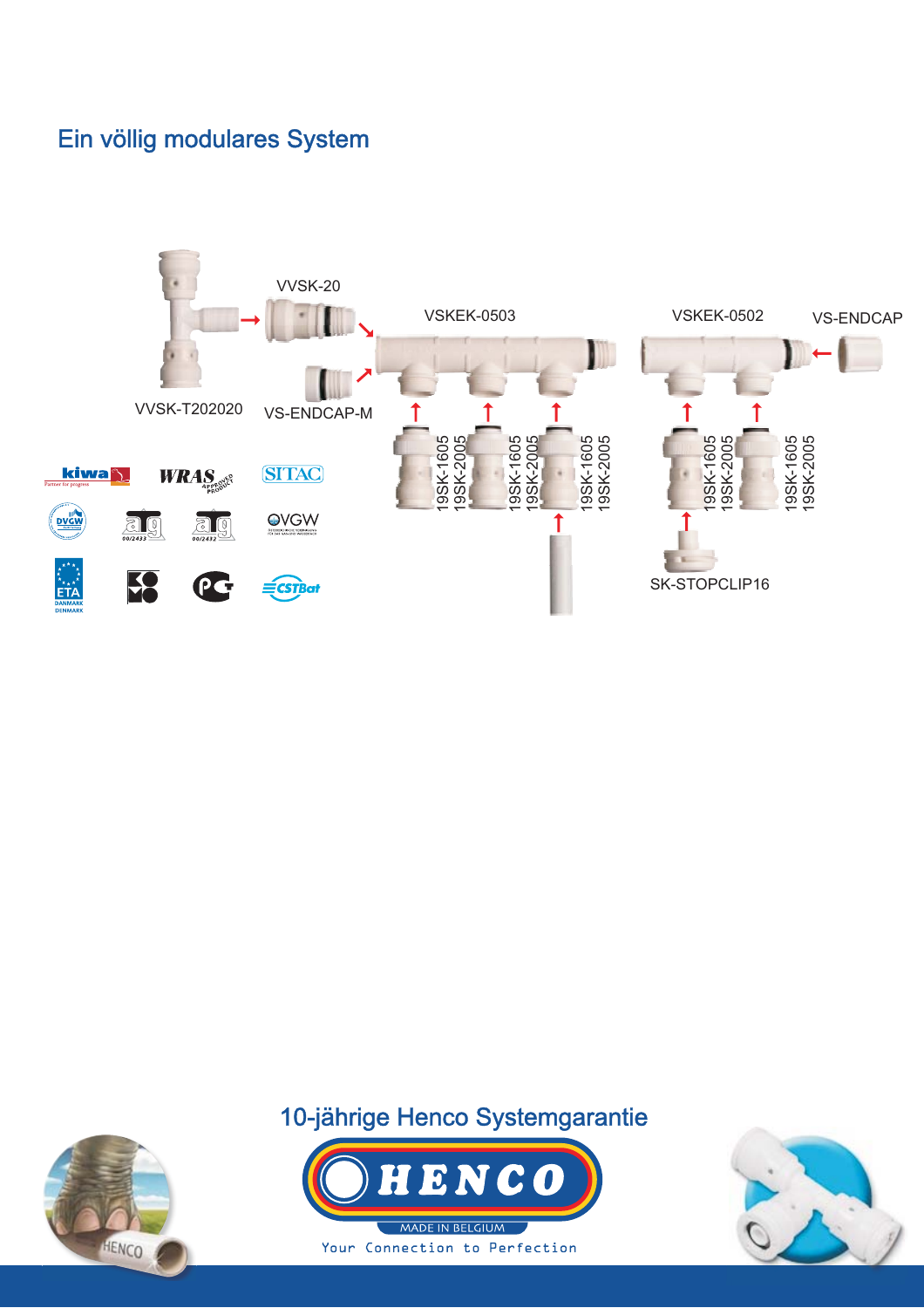# Ein völlig modulares System

VVSK-20

VSKEK-0503

VSKEK-0502

VS-ENDCAP

VVSK-T202020

VS-ENDCAP-M

19SK-1605
19SK-2005

19SK-1605
19SK-2005

19SK-1605
19SK-2005

19SK-1605
19SK-2005

19SK-1605
19SK-2005

SK-STOPCLIP16

## 10-jährige Henco Systemgarantie

HENCO

MADE IN BELGIUM

Your Connection to Perfection